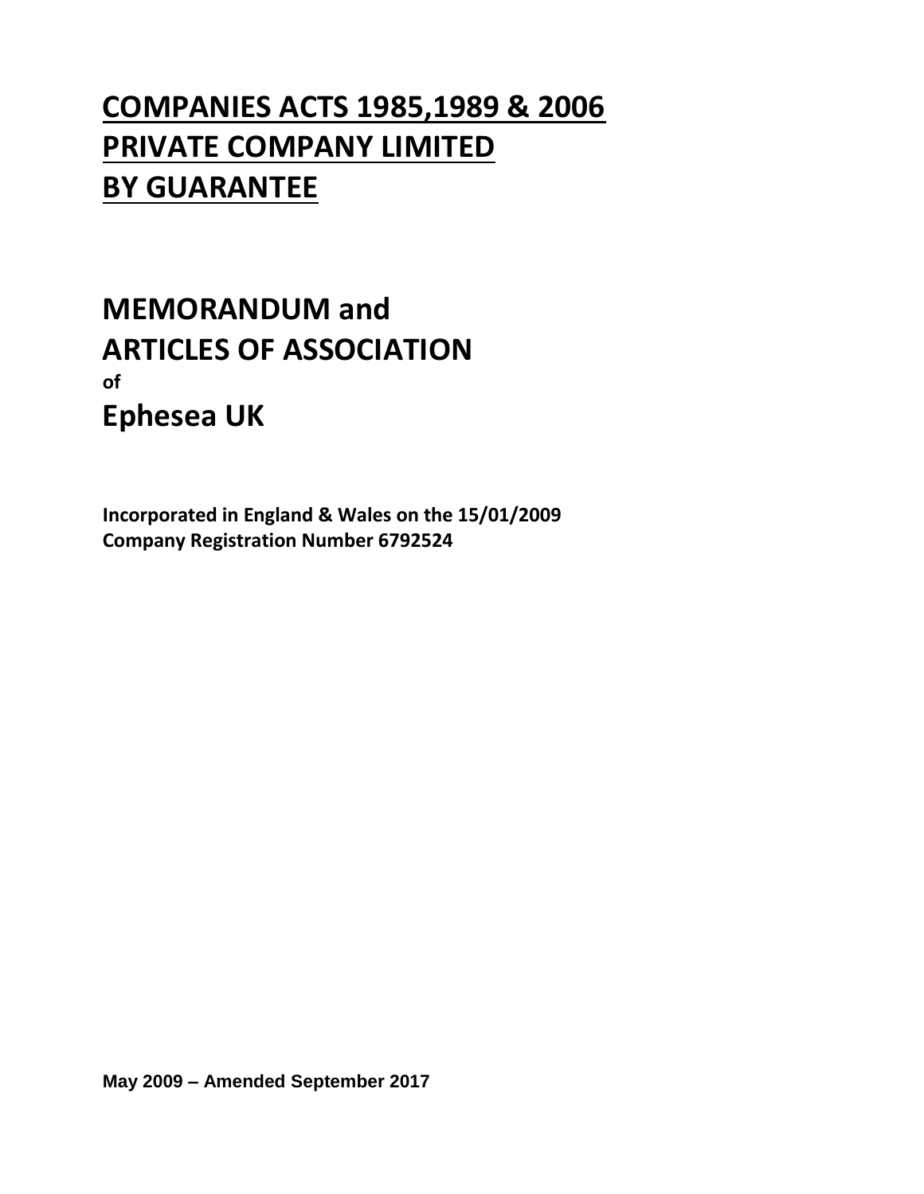# COMPANIES ACTS 1985,1989 & 2006
# PRIVATE COMPANY LIMITED
# BY GUARANTEE

## MEMORANDUM and
## ARTICLES OF ASSOCIATION
**of**
## Ephesea UK

**Incorporated in England & Wales on the 15/01/2009**
**Company Registration Number 6792524**

**May 2009 – Amended September 2017**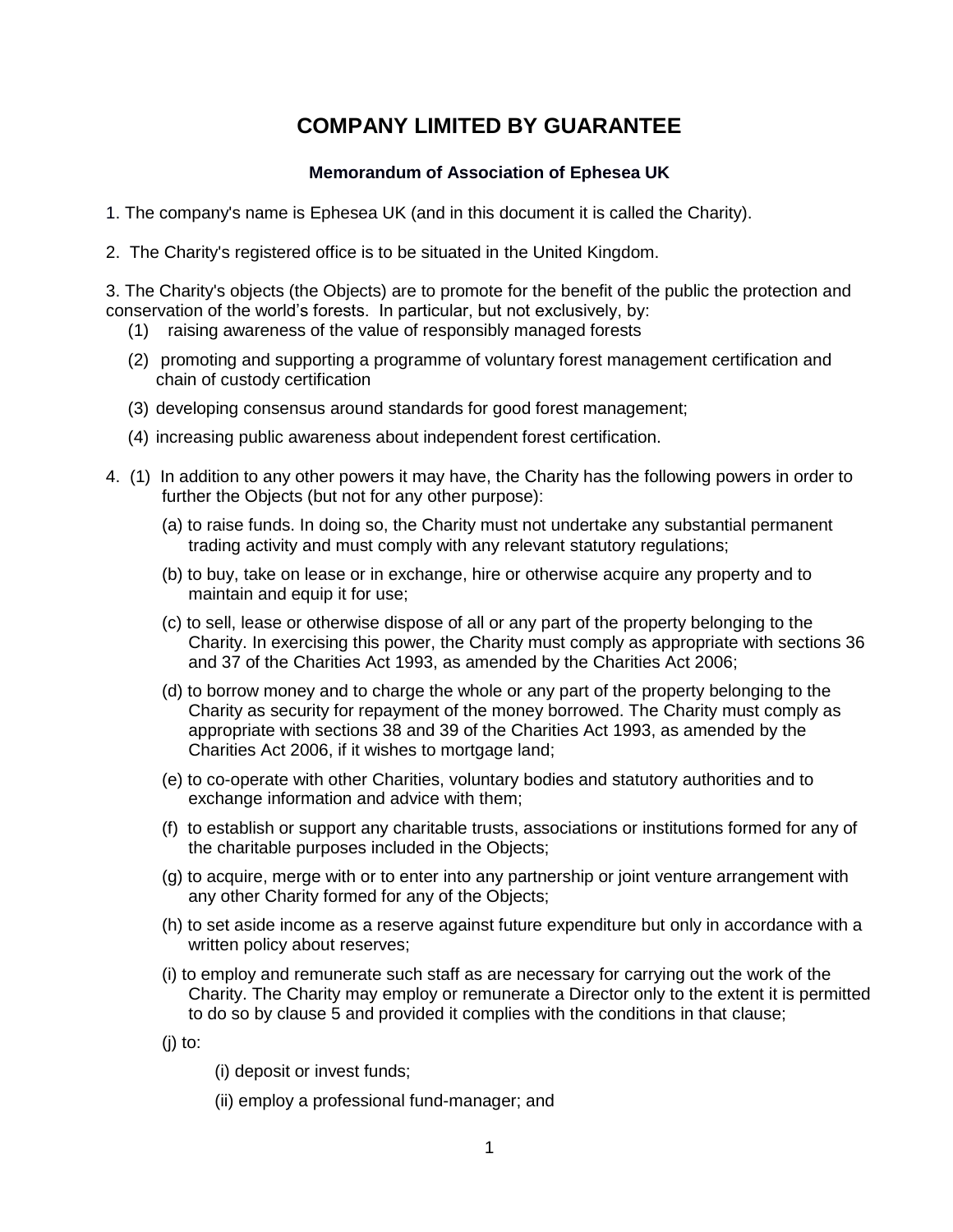# COMPANY LIMITED BY GUARANTEE

### Memorandum of Association of Ephesea UK

1. The company's name is Ephesea UK (and in this document it is called the Charity).

2. The Charity's registered office is to be situated in the United Kingdom.

3. The Charity's objects (the Objects) are to promote for the benefit of the public the protection and conservation of the world's forests. In particular, but not exclusively, by:

   (1) raising awareness of the value of responsibly managed forests

   (2) promoting and supporting a programme of voluntary forest management certification and chain of custody certification

   (3) developing consensus around standards for good forest management;

   (4) increasing public awareness about independent forest certification.

4. (1) In addition to any other powers it may have, the Charity has the following powers in order to further the Objects (but not for any other purpose):

   (a) to raise funds. In doing so, the Charity must not undertake any substantial permanent trading activity and must comply with any relevant statutory regulations;

   (b) to buy, take on lease or in exchange, hire or otherwise acquire any property and to maintain and equip it for use;

   (c) to sell, lease or otherwise dispose of all or any part of the property belonging to the Charity. In exercising this power, the Charity must comply as appropriate with sections 36 and 37 of the Charities Act 1993, as amended by the Charities Act 2006;

   (d) to borrow money and to charge the whole or any part of the property belonging to the Charity as security for repayment of the money borrowed. The Charity must comply as appropriate with sections 38 and 39 of the Charities Act 1993, as amended by the Charities Act 2006, if it wishes to mortgage land;

   (e) to co-operate with other Charities, voluntary bodies and statutory authorities and to exchange information and advice with them;

   (f) to establish or support any charitable trusts, associations or institutions formed for any of the charitable purposes included in the Objects;

   (g) to acquire, merge with or to enter into any partnership or joint venture arrangement with any other Charity formed for any of the Objects;

   (h) to set aside income as a reserve against future expenditure but only in accordance with a written policy about reserves;

   (i) to employ and remunerate such staff as are necessary for carrying out the work of the Charity. The Charity may employ or remunerate a Director only to the extent it is permitted to do so by clause 5 and provided it complies with the conditions in that clause;

   (j) to:

      (i) deposit or invest funds;

      (ii) employ a professional fund-manager; and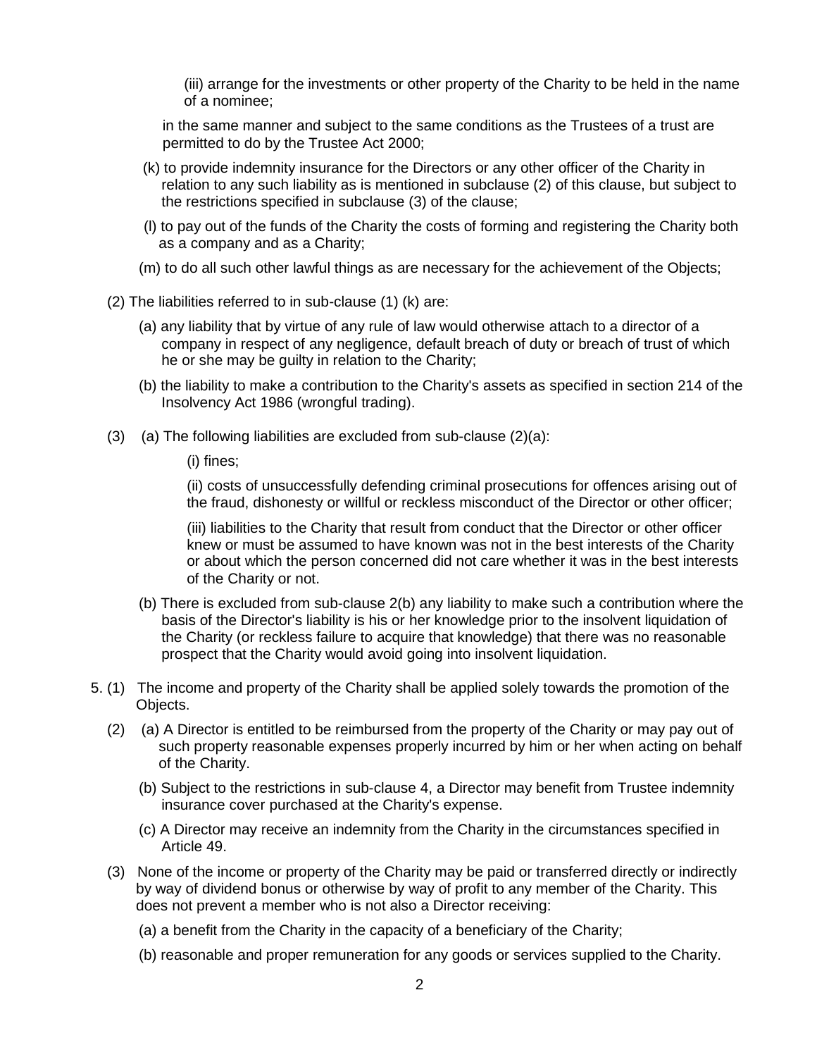(iii) arrange for the investments or other property of the Charity to be held in the name of a nominee;

in the same manner and subject to the same conditions as the Trustees of a trust are permitted to do by the Trustee Act 2000;

(k) to provide indemnity insurance for the Directors or any other officer of the Charity in relation to any such liability as is mentioned in subclause (2) of this clause, but subject to the restrictions specified in subclause (3) of the clause;

(l) to pay out of the funds of the Charity the costs of forming and registering the Charity both as a company and as a Charity;

(m) to do all such other lawful things as are necessary for the achievement of the Objects;

(2) The liabilities referred to in sub-clause (1) (k) are:

(a) any liability that by virtue of any rule of law would otherwise attach to a director of a company in respect of any negligence, default breach of duty or breach of trust of which he or she may be guilty in relation to the Charity;

(b) the liability to make a contribution to the Charity's assets as specified in section 214 of the Insolvency Act 1986 (wrongful trading).

(3) (a) The following liabilities are excluded from sub-clause (2)(a):

(i) fines;

(ii) costs of unsuccessfully defending criminal prosecutions for offences arising out of the fraud, dishonesty or willful or reckless misconduct of the Director or other officer;

(iii) liabilities to the Charity that result from conduct that the Director or other officer knew or must be assumed to have known was not in the best interests of the Charity or about which the person concerned did not care whether it was in the best interests of the Charity or not.

(b) There is excluded from sub-clause 2(b) any liability to make such a contribution where the basis of the Director's liability is his or her knowledge prior to the insolvent liquidation of the Charity (or reckless failure to acquire that knowledge) that there was no reasonable prospect that the Charity would avoid going into insolvent liquidation.

5. (1) The income and property of the Charity shall be applied solely towards the promotion of the Objects.

(2) (a) A Director is entitled to be reimbursed from the property of the Charity or may pay out of such property reasonable expenses properly incurred by him or her when acting on behalf of the Charity.

(b) Subject to the restrictions in sub-clause 4, a Director may benefit from Trustee indemnity insurance cover purchased at the Charity's expense.

(c) A Director may receive an indemnity from the Charity in the circumstances specified in Article 49.

(3) None of the income or property of the Charity may be paid or transferred directly or indirectly by way of dividend bonus or otherwise by way of profit to any member of the Charity. This does not prevent a member who is not also a Director receiving:

(a) a benefit from the Charity in the capacity of a beneficiary of the Charity;

(b) reasonable and proper remuneration for any goods or services supplied to the Charity.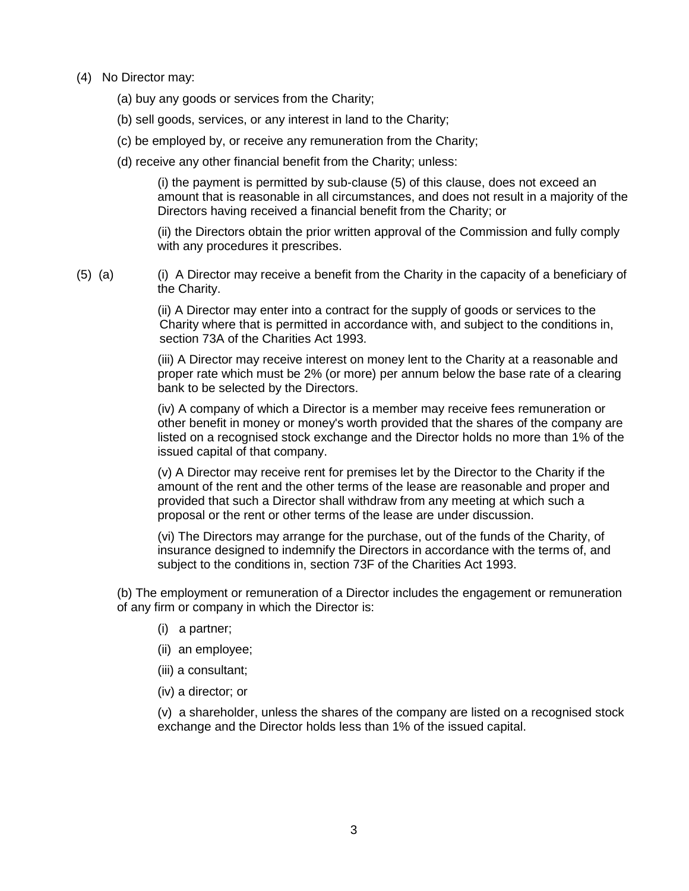(4) No Director may:

(a) buy any goods or services from the Charity;

(b) sell goods, services, or any interest in land to the Charity;

(c) be employed by, or receive any remuneration from the Charity;

(d) receive any other financial benefit from the Charity; unless:

(i) the payment is permitted by sub-clause (5) of this clause, does not exceed an amount that is reasonable in all circumstances, and does not result in a majority of the Directors having received a financial benefit from the Charity; or

(ii) the Directors obtain the prior written approval of the Commission and fully comply with any procedures it prescribes.

(5) (a) (i) A Director may receive a benefit from the Charity in the capacity of a beneficiary of the Charity.

(ii) A Director may enter into a contract for the supply of goods or services to the Charity where that is permitted in accordance with, and subject to the conditions in, section 73A of the Charities Act 1993.

(iii) A Director may receive interest on money lent to the Charity at a reasonable and proper rate which must be 2% (or more) per annum below the base rate of a clearing bank to be selected by the Directors.

(iv) A company of which a Director is a member may receive fees remuneration or other benefit in money or money's worth provided that the shares of the company are listed on a recognised stock exchange and the Director holds no more than 1% of the issued capital of that company.

(v) A Director may receive rent for premises let by the Director to the Charity if the amount of the rent and the other terms of the lease are reasonable and proper and provided that such a Director shall withdraw from any meeting at which such a proposal or the rent or other terms of the lease are under discussion.

(vi) The Directors may arrange for the purchase, out of the funds of the Charity, of insurance designed to indemnify the Directors in accordance with the terms of, and subject to the conditions in, section 73F of the Charities Act 1993.

(b) The employment or remuneration of a Director includes the engagement or remuneration of any firm or company in which the Director is:

(i) a partner;

(ii) an employee;

(iii) a consultant;

(iv) a director; or

(v) a shareholder, unless the shares of the company are listed on a recognised stock exchange and the Director holds less than 1% of the issued capital.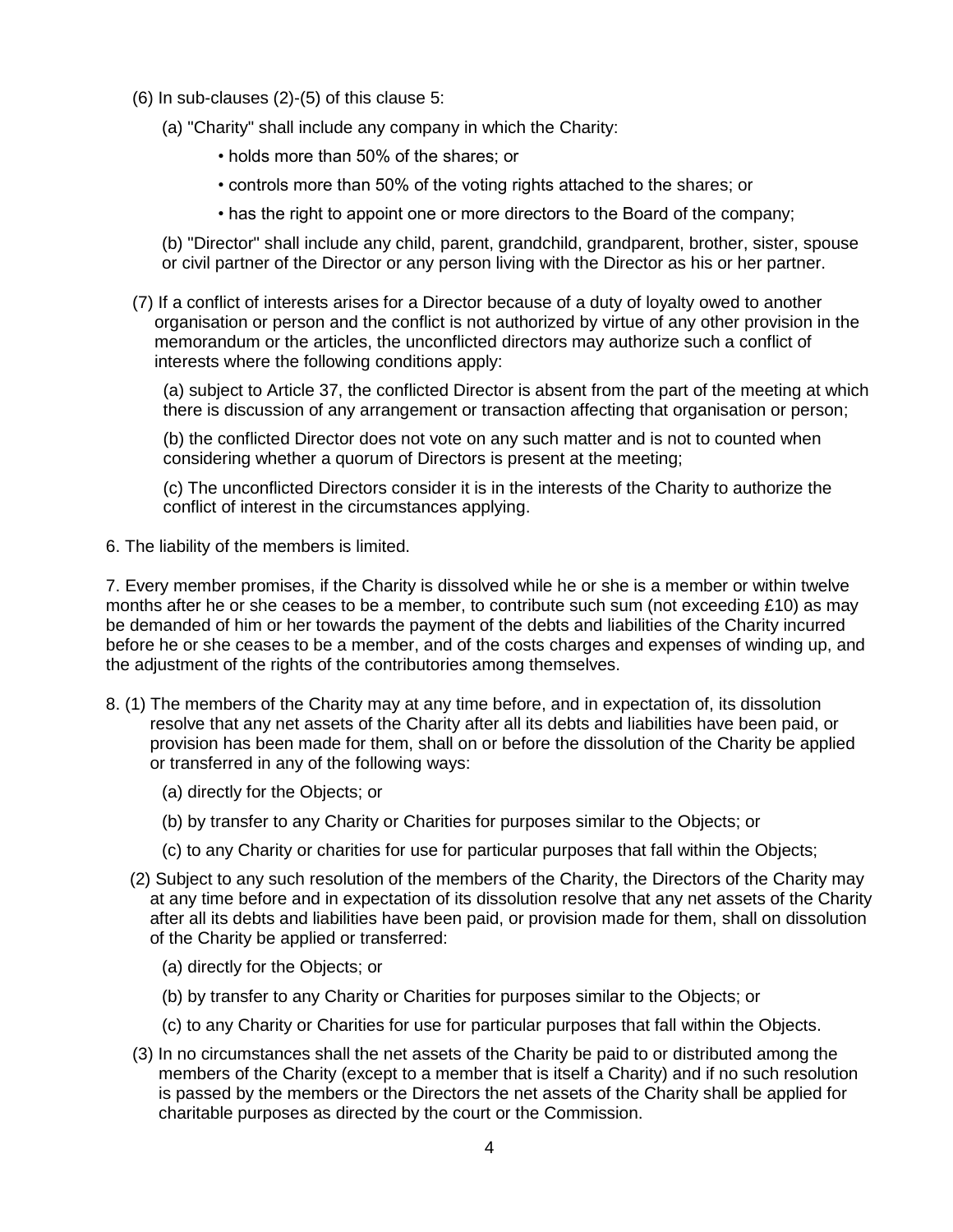(6) In sub-clauses (2)-(5) of this clause 5:

(a) "Charity" shall include any company in which the Charity:

- holds more than 50% of the shares; or
- controls more than 50% of the voting rights attached to the shares; or
- has the right to appoint one or more directors to the Board of the company;

(b) "Director" shall include any child, parent, grandchild, grandparent, brother, sister, spouse or civil partner of the Director or any person living with the Director as his or her partner.

(7) If a conflict of interests arises for a Director because of a duty of loyalty owed to another organisation or person and the conflict is not authorized by virtue of any other provision in the memorandum or the articles, the unconflicted directors may authorize such a conflict of interests where the following conditions apply:

(a) subject to Article 37, the conflicted Director is absent from the part of the meeting at which there is discussion of any arrangement or transaction affecting that organisation or person;

(b) the conflicted Director does not vote on any such matter and is not to counted when considering whether a quorum of Directors is present at the meeting;

(c) The unconflicted Directors consider it is in the interests of the Charity to authorize the conflict of interest in the circumstances applying.

6. The liability of the members is limited.

7. Every member promises, if the Charity is dissolved while he or she is a member or within twelve months after he or she ceases to be a member, to contribute such sum (not exceeding £10) as may be demanded of him or her towards the payment of the debts and liabilities of the Charity incurred before he or she ceases to be a member, and of the costs charges and expenses of winding up, and the adjustment of the rights of the contributories among themselves.

8. (1) The members of the Charity may at any time before, and in expectation of, its dissolution resolve that any net assets of the Charity after all its debts and liabilities have been paid, or provision has been made for them, shall on or before the dissolution of the Charity be applied or transferred in any of the following ways:

(a) directly for the Objects; or

(b) by transfer to any Charity or Charities for purposes similar to the Objects; or

(c) to any Charity or charities for use for particular purposes that fall within the Objects;

(2) Subject to any such resolution of the members of the Charity, the Directors of the Charity may at any time before and in expectation of its dissolution resolve that any net assets of the Charity after all its debts and liabilities have been paid, or provision made for them, shall on dissolution of the Charity be applied or transferred:

(a) directly for the Objects; or

(b) by transfer to any Charity or Charities for purposes similar to the Objects; or

(c) to any Charity or Charities for use for particular purposes that fall within the Objects.

(3) In no circumstances shall the net assets of the Charity be paid to or distributed among the members of the Charity (except to a member that is itself a Charity) and if no such resolution is passed by the members or the Directors the net assets of the Charity shall be applied for charitable purposes as directed by the court or the Commission.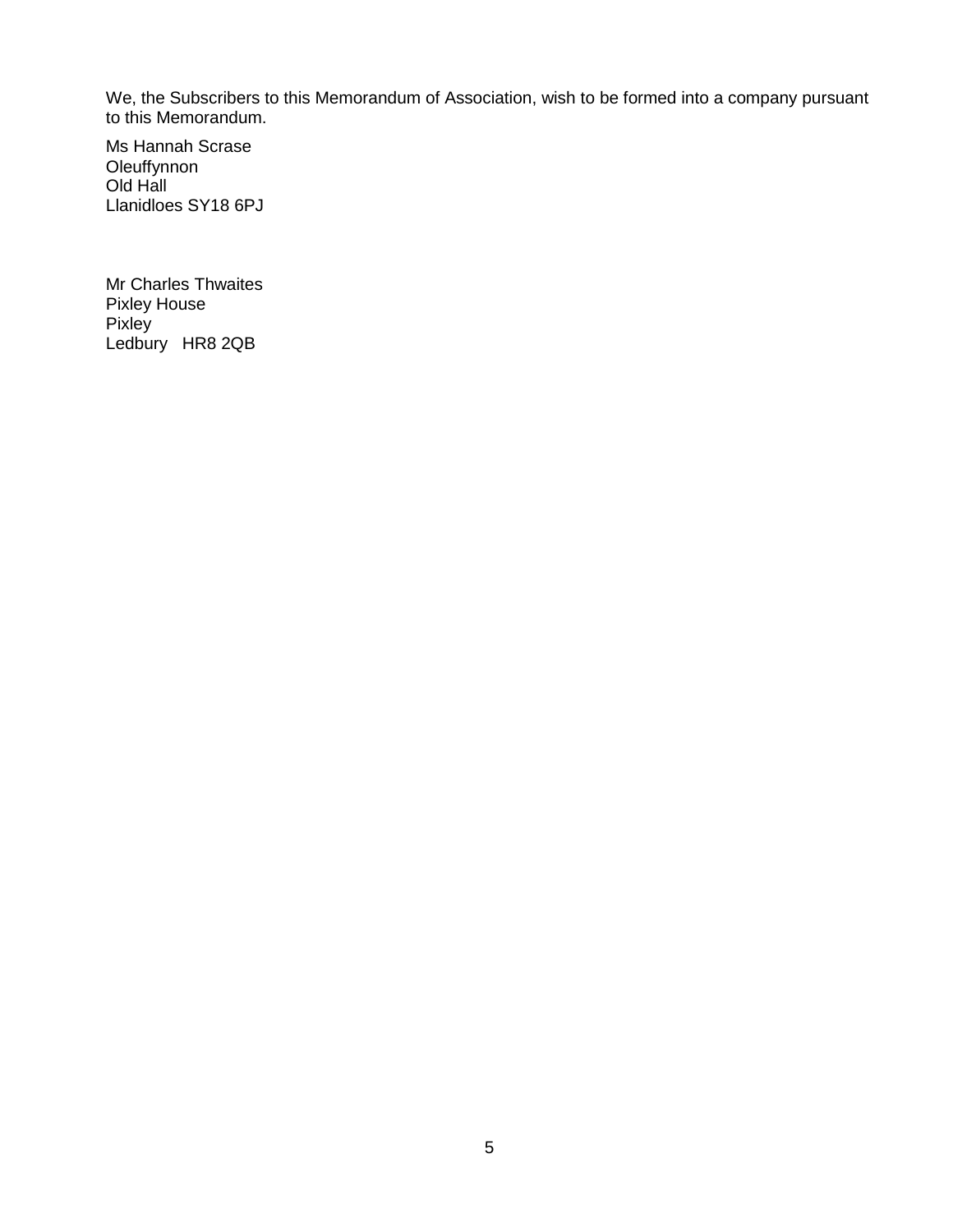We, the Subscribers to this Memorandum of Association, wish to be formed into a company pursuant to this Memorandum.

Ms Hannah Scrase
Oleuffynnon
Old Hall
Llanidloes SY18 6PJ

Mr Charles Thwaites
Pixley House
Pixley
Ledbury HR8 2QB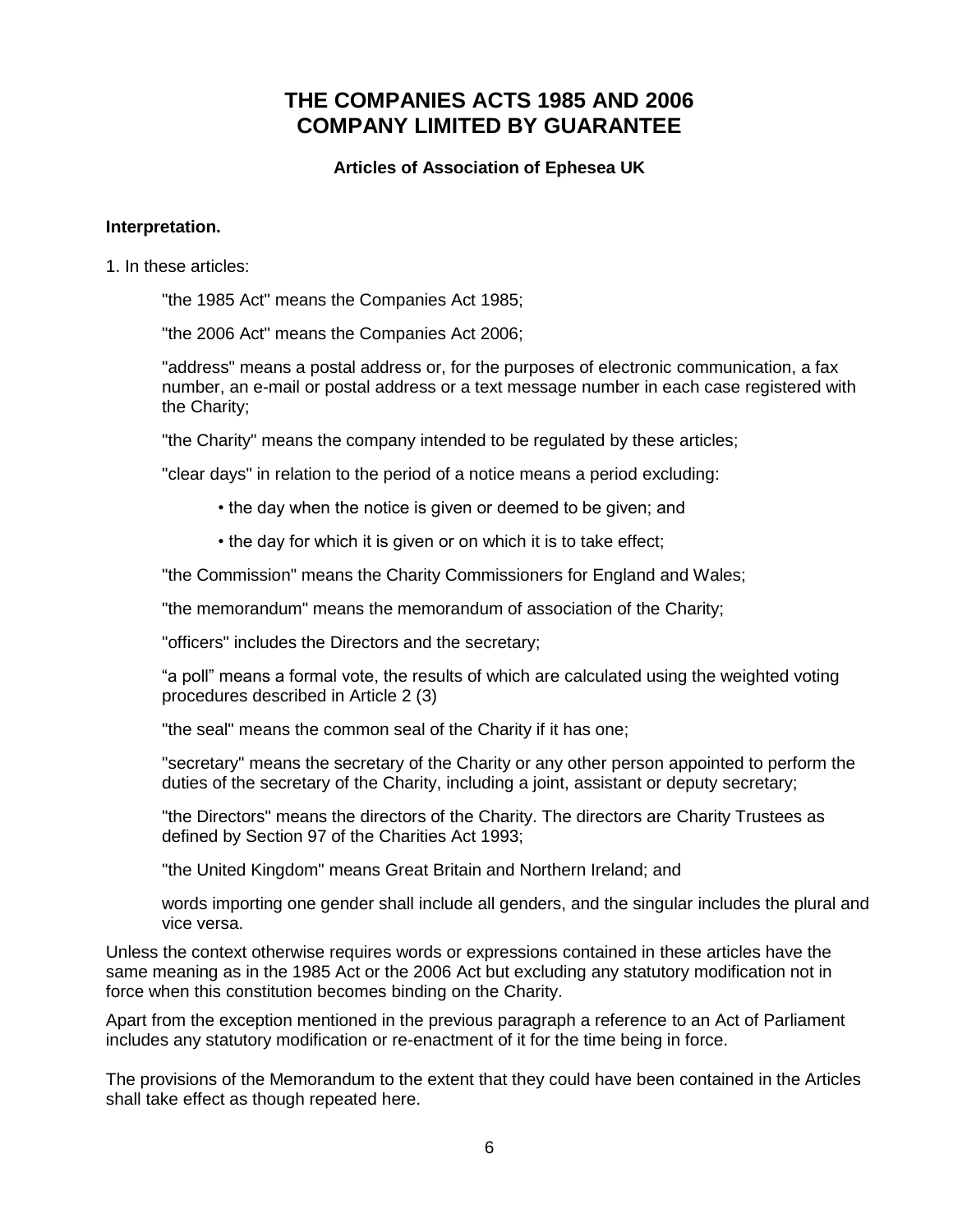# THE COMPANIES ACTS 1985 AND 2006
# COMPANY LIMITED BY GUARANTEE

### Articles of Association of Ephesea UK

**Interpretation.**

1. In these articles:

"the 1985 Act" means the Companies Act 1985;

"the 2006 Act" means the Companies Act 2006;

"address" means a postal address or, for the purposes of electronic communication, a fax number, an e-mail or postal address or a text message number in each case registered with the Charity;

"the Charity" means the company intended to be regulated by these articles;

"clear days" in relation to the period of a notice means a period excluding:

- the day when the notice is given or deemed to be given; and
- the day for which it is given or on which it is to take effect;

"the Commission" means the Charity Commissioners for England and Wales;

"the memorandum" means the memorandum of association of the Charity;

"officers" includes the Directors and the secretary;

“a poll” means a formal vote, the results of which are calculated using the weighted voting procedures described in Article 2 (3)

"the seal" means the common seal of the Charity if it has one;

"secretary" means the secretary of the Charity or any other person appointed to perform the duties of the secretary of the Charity, including a joint, assistant or deputy secretary;

"the Directors" means the directors of the Charity. The directors are Charity Trustees as defined by Section 97 of the Charities Act 1993;

"the United Kingdom" means Great Britain and Northern Ireland; and

words importing one gender shall include all genders, and the singular includes the plural and vice versa.

Unless the context otherwise requires words or expressions contained in these articles have the same meaning as in the 1985 Act or the 2006 Act but excluding any statutory modification not in force when this constitution becomes binding on the Charity.

Apart from the exception mentioned in the previous paragraph a reference to an Act of Parliament includes any statutory modification or re-enactment of it for the time being in force.

The provisions of the Memorandum to the extent that they could have been contained in the Articles shall take effect as though repeated here.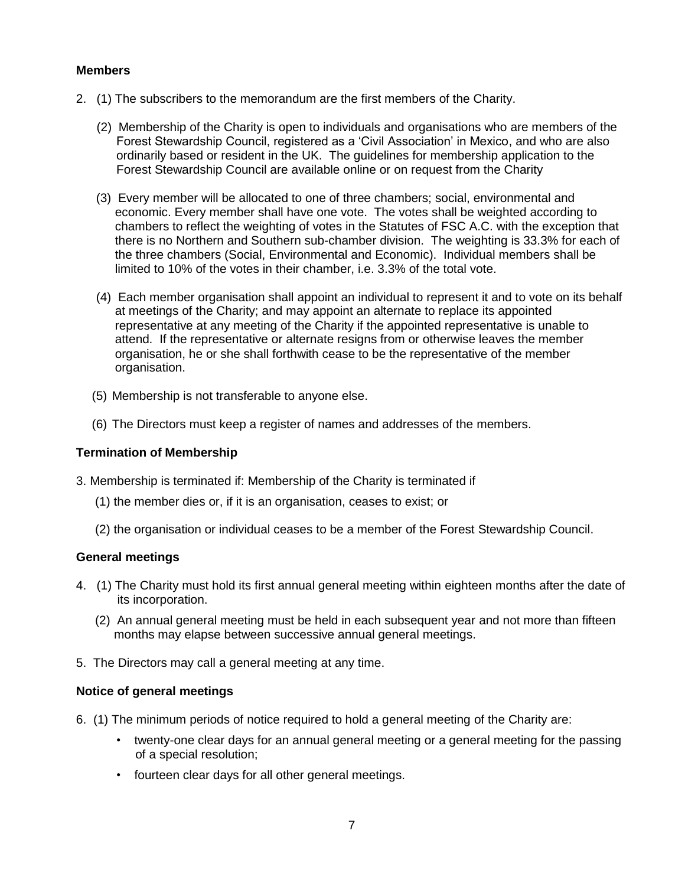**Members**

2. (1) The subscribers to the memorandum are the first members of the Charity.

   (2) Membership of the Charity is open to individuals and organisations who are members of the Forest Stewardship Council, registered as a 'Civil Association' in Mexico, and who are also ordinarily based or resident in the UK. The guidelines for membership application to the Forest Stewardship Council are available online or on request from the Charity

   (3) Every member will be allocated to one of three chambers; social, environmental and economic. Every member shall have one vote. The votes shall be weighted according to chambers to reflect the weighting of votes in the Statutes of FSC A.C. with the exception that there is no Northern and Southern sub-chamber division. The weighting is 33.3% for each of the three chambers (Social, Environmental and Economic). Individual members shall be limited to 10% of the votes in their chamber, i.e. 3.3% of the total vote.

   (4) Each member organisation shall appoint an individual to represent it and to vote on its behalf at meetings of the Charity; and may appoint an alternate to replace its appointed representative at any meeting of the Charity if the appointed representative is unable to attend. If the representative or alternate resigns from or otherwise leaves the member organisation, he or she shall forthwith cease to be the representative of the member organisation.

   (5) Membership is not transferable to anyone else.

   (6) The Directors must keep a register of names and addresses of the members.

**Termination of Membership**

3. Membership is terminated if: Membership of the Charity is terminated if

   (1) the member dies or, if it is an organisation, ceases to exist; or

   (2) the organisation or individual ceases to be a member of the Forest Stewardship Council.

**General meetings**

4. (1) The Charity must hold its first annual general meeting within eighteen months after the date of its incorporation.

   (2) An annual general meeting must be held in each subsequent year and not more than fifteen months may elapse between successive annual general meetings.

5. The Directors may call a general meeting at any time.

**Notice of general meetings**

6. (1) The minimum periods of notice required to hold a general meeting of the Charity are:

   - twenty-one clear days for an annual general meeting or a general meeting for the passing of a special resolution;
   - fourteen clear days for all other general meetings.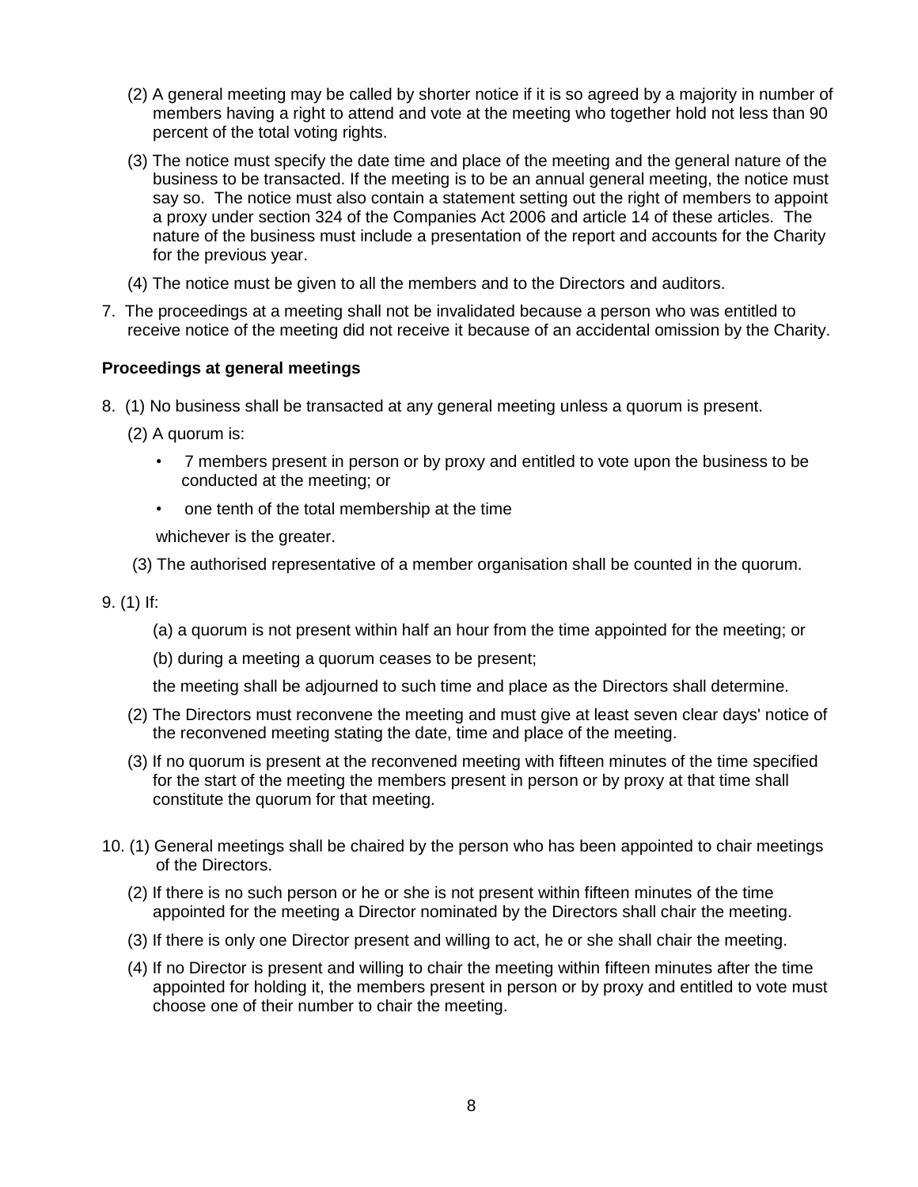(2) A general meeting may be called by shorter notice if it is so agreed by a majority in number of members having a right to attend and vote at the meeting who together hold not less than 90 percent of the total voting rights.

(3) The notice must specify the date time and place of the meeting and the general nature of the business to be transacted. If the meeting is to be an annual general meeting, the notice must say so. The notice must also contain a statement setting out the right of members to appoint a proxy under section 324 of the Companies Act 2006 and article 14 of these articles. The nature of the business must include a presentation of the report and accounts for the Charity for the previous year.

(4) The notice must be given to all the members and to the Directors and auditors.

7. The proceedings at a meeting shall not be invalidated because a person who was entitled to receive notice of the meeting did not receive it because of an accidental omission by the Charity.

**Proceedings at general meetings**

8. (1) No business shall be transacted at any general meeting unless a quorum is present.

(2) A quorum is:

- 7 members present in person or by proxy and entitled to vote upon the business to be conducted at the meeting; or
- one tenth of the total membership at the time

whichever is the greater.

(3) The authorised representative of a member organisation shall be counted in the quorum.

9. (1) If:

(a) a quorum is not present within half an hour from the time appointed for the meeting; or

(b) during a meeting a quorum ceases to be present;

the meeting shall be adjourned to such time and place as the Directors shall determine.

(2) The Directors must reconvene the meeting and must give at least seven clear days' notice of the reconvened meeting stating the date, time and place of the meeting.

(3) If no quorum is present at the reconvened meeting with fifteen minutes of the time specified for the start of the meeting the members present in person or by proxy at that time shall constitute the quorum for that meeting.

10. (1) General meetings shall be chaired by the person who has been appointed to chair meetings of the Directors.

(2) If there is no such person or he or she is not present within fifteen minutes of the time appointed for the meeting a Director nominated by the Directors shall chair the meeting.

(3) If there is only one Director present and willing to act, he or she shall chair the meeting.

(4) If no Director is present and willing to chair the meeting within fifteen minutes after the time appointed for holding it, the members present in person or by proxy and entitled to vote must choose one of their number to chair the meeting.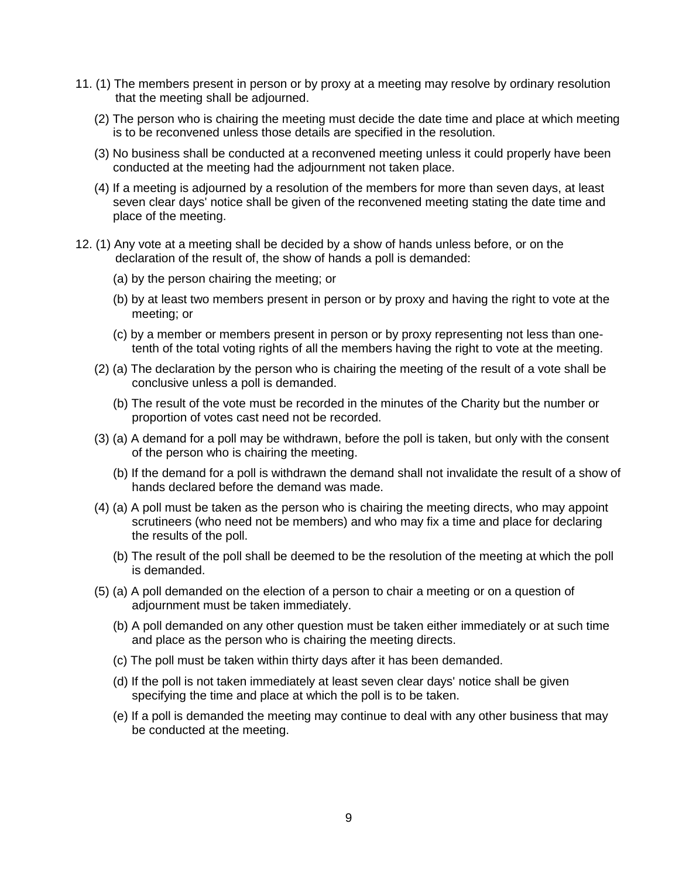11. (1) The members present in person or by proxy at a meeting may resolve by ordinary resolution that the meeting shall be adjourned.

    (2) The person who is chairing the meeting must decide the date time and place at which meeting is to be reconvened unless those details are specified in the resolution.

    (3) No business shall be conducted at a reconvened meeting unless it could properly have been conducted at the meeting had the adjournment not taken place.

    (4) If a meeting is adjourned by a resolution of the members for more than seven days, at least seven clear days' notice shall be given of the reconvened meeting stating the date time and place of the meeting.

12. (1) Any vote at a meeting shall be decided by a show of hands unless before, or on the declaration of the result of, the show of hands a poll is demanded:

        (a) by the person chairing the meeting; or

        (b) by at least two members present in person or by proxy and having the right to vote at the meeting; or

        (c) by a member or members present in person or by proxy representing not less than one-tenth of the total voting rights of all the members having the right to vote at the meeting.

    (2) (a) The declaration by the person who is chairing the meeting of the result of a vote shall be conclusive unless a poll is demanded.

        (b) The result of the vote must be recorded in the minutes of the Charity but the number or proportion of votes cast need not be recorded.

    (3) (a) A demand for a poll may be withdrawn, before the poll is taken, but only with the consent of the person who is chairing the meeting.

        (b) If the demand for a poll is withdrawn the demand shall not invalidate the result of a show of hands declared before the demand was made.

    (4) (a) A poll must be taken as the person who is chairing the meeting directs, who may appoint scrutineers (who need not be members) and who may fix a time and place for declaring the results of the poll.

        (b) The result of the poll shall be deemed to be the resolution of the meeting at which the poll is demanded.

    (5) (a) A poll demanded on the election of a person to chair a meeting or on a question of adjournment must be taken immediately.

        (b) A poll demanded on any other question must be taken either immediately or at such time and place as the person who is chairing the meeting directs.

        (c) The poll must be taken within thirty days after it has been demanded.

        (d) If the poll is not taken immediately at least seven clear days' notice shall be given specifying the time and place at which the poll is to be taken.

        (e) If a poll is demanded the meeting may continue to deal with any other business that may be conducted at the meeting.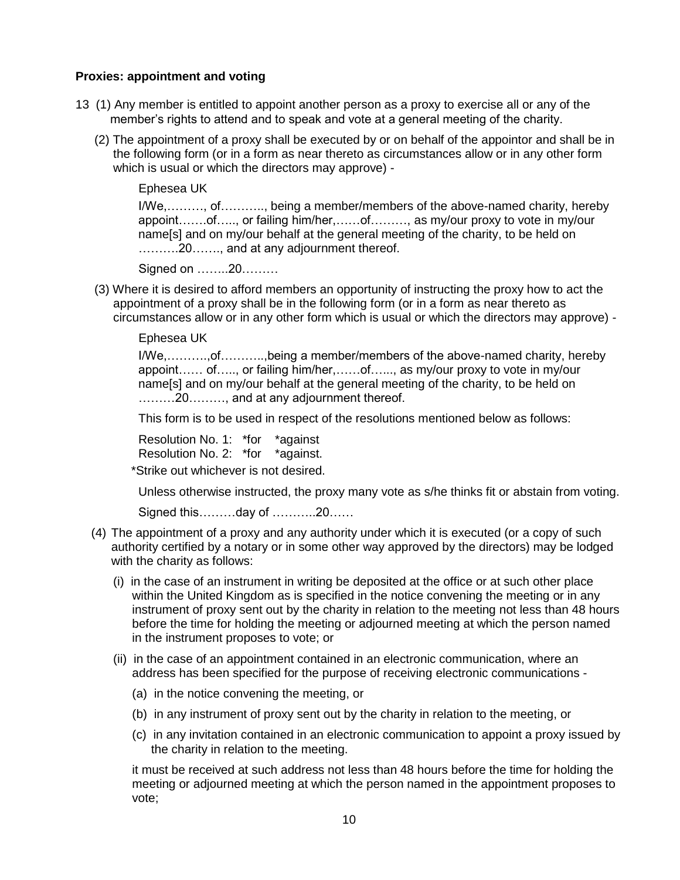**Proxies: appointment and voting**

13 (1) Any member is entitled to appoint another person as a proxy to exercise all or any of the member's rights to attend and to speak and vote at a general meeting of the charity.

(2) The appointment of a proxy shall be executed by or on behalf of the appointor and shall be in the following form (or in a form as near thereto as circumstances allow or in any other form which is usual or which the directors may approve) -

> Ephesea UK
>
> I/We,………, of……….., being a member/members of the above-named charity, hereby appoint…….of….., or failing him/her,……of………, as my/our proxy to vote in my/our name[s] and on my/our behalf at the general meeting of the charity, to be held on ……….20……., and at any adjournment thereof.
>
> Signed on ……..20………

(3) Where it is desired to afford members an opportunity of instructing the proxy how to act the appointment of a proxy shall be in the following form (or in a form as near thereto as circumstances allow or in any other form which is usual or which the directors may approve) -

> Ephesea UK
>
> I/We,………..,of………..,being a member/members of the above-named charity, hereby appoint…… of….., or failing him/her,……of…..., as my/our proxy to vote in my/our name[s] and on my/our behalf at the general meeting of the charity, to be held on ………20………, and at any adjournment thereof.
>
> This form is to be used in respect of the resolutions mentioned below as follows:
>
> Resolution No. 1: *for *against
> Resolution No. 2: *for *against.
>
> *Strike out whichever is not desired.
>
> Unless otherwise instructed, the proxy many vote as s/he thinks fit or abstain from voting.
>
> Signed this………day of ………..20……

(4) The appointment of a proxy and any authority under which it is executed (or a copy of such authority certified by a notary or in some other way approved by the directors) may be lodged with the charity as follows:

(i) in the case of an instrument in writing be deposited at the office or at such other place within the United Kingdom as is specified in the notice convening the meeting or in any instrument of proxy sent out by the charity in relation to the meeting not less than 48 hours before the time for holding the meeting or adjourned meeting at which the person named in the instrument proposes to vote; or

(ii) in the case of an appointment contained in an electronic communication, where an address has been specified for the purpose of receiving electronic communications -

(a) in the notice convening the meeting, or

(b) in any instrument of proxy sent out by the charity in relation to the meeting, or

(c) in any invitation contained in an electronic communication to appoint a proxy issued by the charity in relation to the meeting.

it must be received at such address not less than 48 hours before the time for holding the meeting or adjourned meeting at which the person named in the appointment proposes to vote;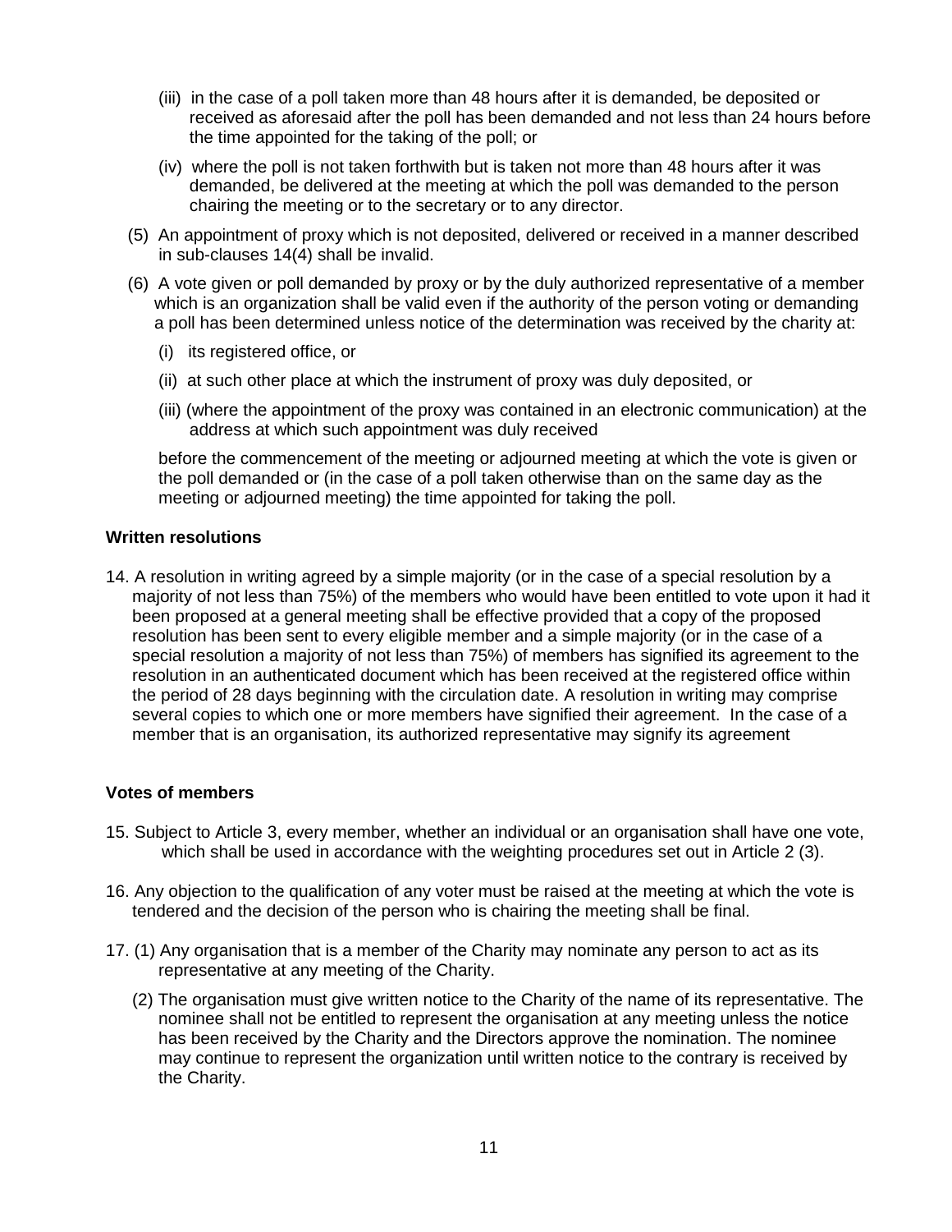(iii) in the case of a poll taken more than 48 hours after it is demanded, be deposited or received as aforesaid after the poll has been demanded and not less than 24 hours before the time appointed for the taking of the poll; or

(iv) where the poll is not taken forthwith but is taken not more than 48 hours after it was demanded, be delivered at the meeting at which the poll was demanded to the person chairing the meeting or to the secretary or to any director.

(5) An appointment of proxy which is not deposited, delivered or received in a manner described in sub-clauses 14(4) shall be invalid.

(6) A vote given or poll demanded by proxy or by the duly authorized representative of a member which is an organization shall be valid even if the authority of the person voting or demanding a poll has been determined unless notice of the determination was received by the charity at:

(i) its registered office, or

(ii) at such other place at which the instrument of proxy was duly deposited, or

(iii) (where the appointment of the proxy was contained in an electronic communication) at the address at which such appointment was duly received

before the commencement of the meeting or adjourned meeting at which the vote is given or the poll demanded or (in the case of a poll taken otherwise than on the same day as the meeting or adjourned meeting) the time appointed for taking the poll.

**Written resolutions**

14. A resolution in writing agreed by a simple majority (or in the case of a special resolution by a majority of not less than 75%) of the members who would have been entitled to vote upon it had it been proposed at a general meeting shall be effective provided that a copy of the proposed resolution has been sent to every eligible member and a simple majority (or in the case of a special resolution a majority of not less than 75%) of members has signified its agreement to the resolution in an authenticated document which has been received at the registered office within the period of 28 days beginning with the circulation date. A resolution in writing may comprise several copies to which one or more members have signified their agreement. In the case of a member that is an organisation, its authorized representative may signify its agreement

**Votes of members**

15. Subject to Article 3, every member, whether an individual or an organisation shall have one vote, which shall be used in accordance with the weighting procedures set out in Article 2 (3).

16. Any objection to the qualification of any voter must be raised at the meeting at which the vote is tendered and the decision of the person who is chairing the meeting shall be final.

17. (1) Any organisation that is a member of the Charity may nominate any person to act as its representative at any meeting of the Charity.

(2) The organisation must give written notice to the Charity of the name of its representative. The nominee shall not be entitled to represent the organisation at any meeting unless the notice has been received by the Charity and the Directors approve the nomination. The nominee may continue to represent the organization until written notice to the contrary is received by the Charity.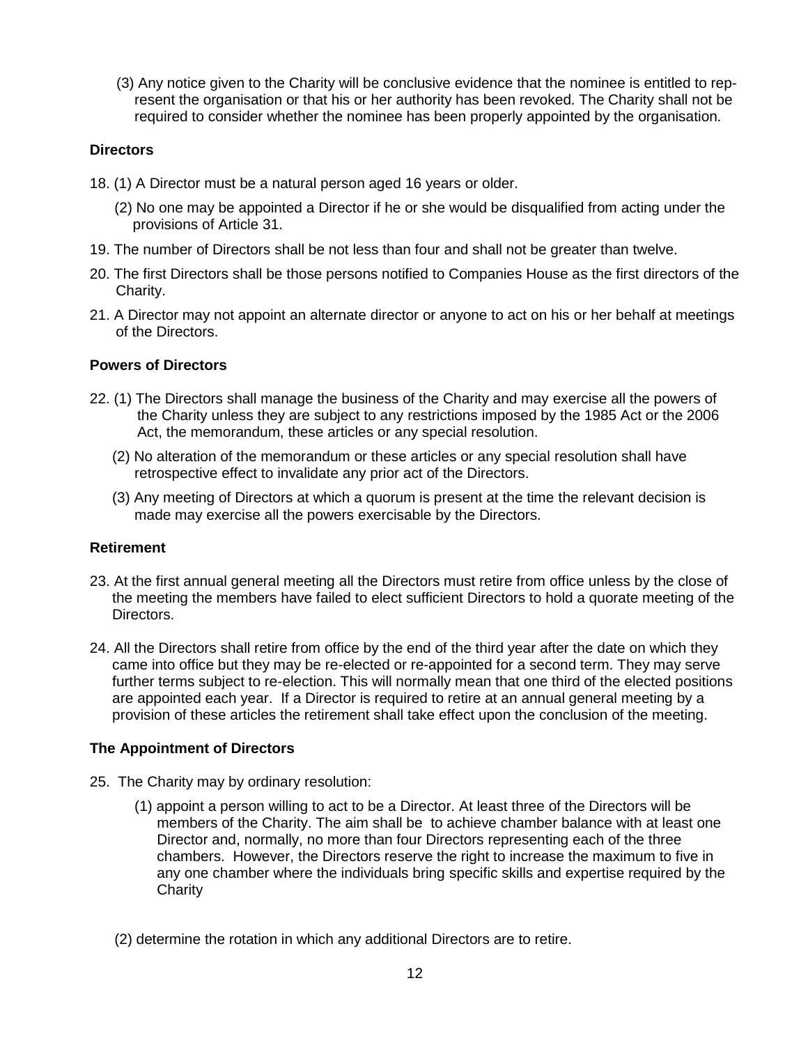(3) Any notice given to the Charity will be conclusive evidence that the nominee is entitled to represent the organisation or that his or her authority has been revoked. The Charity shall not be required to consider whether the nominee has been properly appointed by the organisation.

**Directors**

18. (1) A Director must be a natural person aged 16 years or older.

    (2) No one may be appointed a Director if he or she would be disqualified from acting under the provisions of Article 31.

19. The number of Directors shall be not less than four and shall not be greater than twelve.

20. The first Directors shall be those persons notified to Companies House as the first directors of the Charity.

21. A Director may not appoint an alternate director or anyone to act on his or her behalf at meetings of the Directors.

**Powers of Directors**

22. (1) The Directors shall manage the business of the Charity and may exercise all the powers of the Charity unless they are subject to any restrictions imposed by the 1985 Act or the 2006 Act, the memorandum, these articles or any special resolution.

    (2) No alteration of the memorandum or these articles or any special resolution shall have retrospective effect to invalidate any prior act of the Directors.

    (3) Any meeting of Directors at which a quorum is present at the time the relevant decision is made may exercise all the powers exercisable by the Directors.

**Retirement**

23. At the first annual general meeting all the Directors must retire from office unless by the close of the meeting the members have failed to elect sufficient Directors to hold a quorate meeting of the Directors.

24. All the Directors shall retire from office by the end of the third year after the date on which they came into office but they may be re-elected or re-appointed for a second term. They may serve further terms subject to re-election. This will normally mean that one third of the elected positions are appointed each year. If a Director is required to retire at an annual general meeting by a provision of these articles the retirement shall take effect upon the conclusion of the meeting.

**The Appointment of Directors**

25. The Charity may by ordinary resolution:

    (1) appoint a person willing to act to be a Director. At least three of the Directors will be members of the Charity. The aim shall be to achieve chamber balance with at least one Director and, normally, no more than four Directors representing each of the three chambers. However, the Directors reserve the right to increase the maximum to five in any one chamber where the individuals bring specific skills and expertise required by the Charity

    (2) determine the rotation in which any additional Directors are to retire.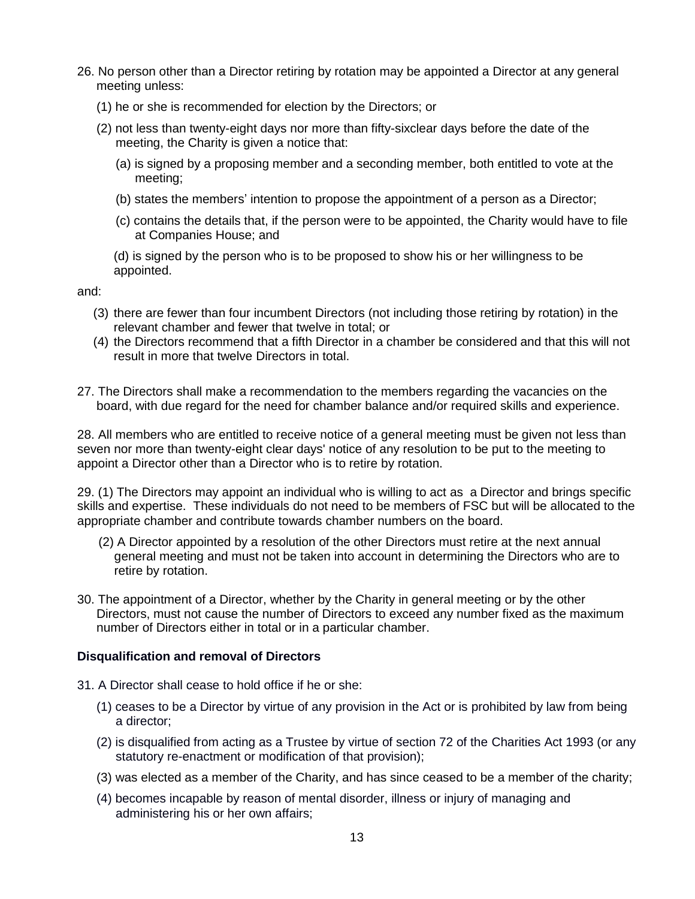26. No person other than a Director retiring by rotation may be appointed a Director at any general meeting unless:

   (1) he or she is recommended for election by the Directors; or

   (2) not less than twenty-eight days nor more than fifty-sixclear days before the date of the meeting, the Charity is given a notice that:

      (a) is signed by a proposing member and a seconding member, both entitled to vote at the meeting;

      (b) states the members' intention to propose the appointment of a person as a Director;

      (c) contains the details that, if the person were to be appointed, the Charity would have to file at Companies House; and

      (d) is signed by the person who is to be proposed to show his or her willingness to be appointed.

and:

   (3) there are fewer than four incumbent Directors (not including those retiring by rotation) in the relevant chamber and fewer that twelve in total; or

   (4) the Directors recommend that a fifth Director in a chamber be considered and that this will not result in more that twelve Directors in total.

27. The Directors shall make a recommendation to the members regarding the vacancies on the board, with due regard for the need for chamber balance and/or required skills and experience.

28. All members who are entitled to receive notice of a general meeting must be given not less than seven nor more than twenty-eight clear days' notice of any resolution to be put to the meeting to appoint a Director other than a Director who is to retire by rotation.

29. (1) The Directors may appoint an individual who is willing to act as a Director and brings specific skills and expertise. These individuals do not need to be members of FSC but will be allocated to the appropriate chamber and contribute towards chamber numbers on the board.

   (2) A Director appointed by a resolution of the other Directors must retire at the next annual general meeting and must not be taken into account in determining the Directors who are to retire by rotation.

30. The appointment of a Director, whether by the Charity in general meeting or by the other Directors, must not cause the number of Directors to exceed any number fixed as the maximum number of Directors either in total or in a particular chamber.

**Disqualification and removal of Directors**

31. A Director shall cease to hold office if he or she:

   (1) ceases to be a Director by virtue of any provision in the Act or is prohibited by law from being a director;

   (2) is disqualified from acting as a Trustee by virtue of section 72 of the Charities Act 1993 (or any statutory re-enactment or modification of that provision);

   (3) was elected as a member of the Charity, and has since ceased to be a member of the charity;

   (4) becomes incapable by reason of mental disorder, illness or injury of managing and administering his or her own affairs;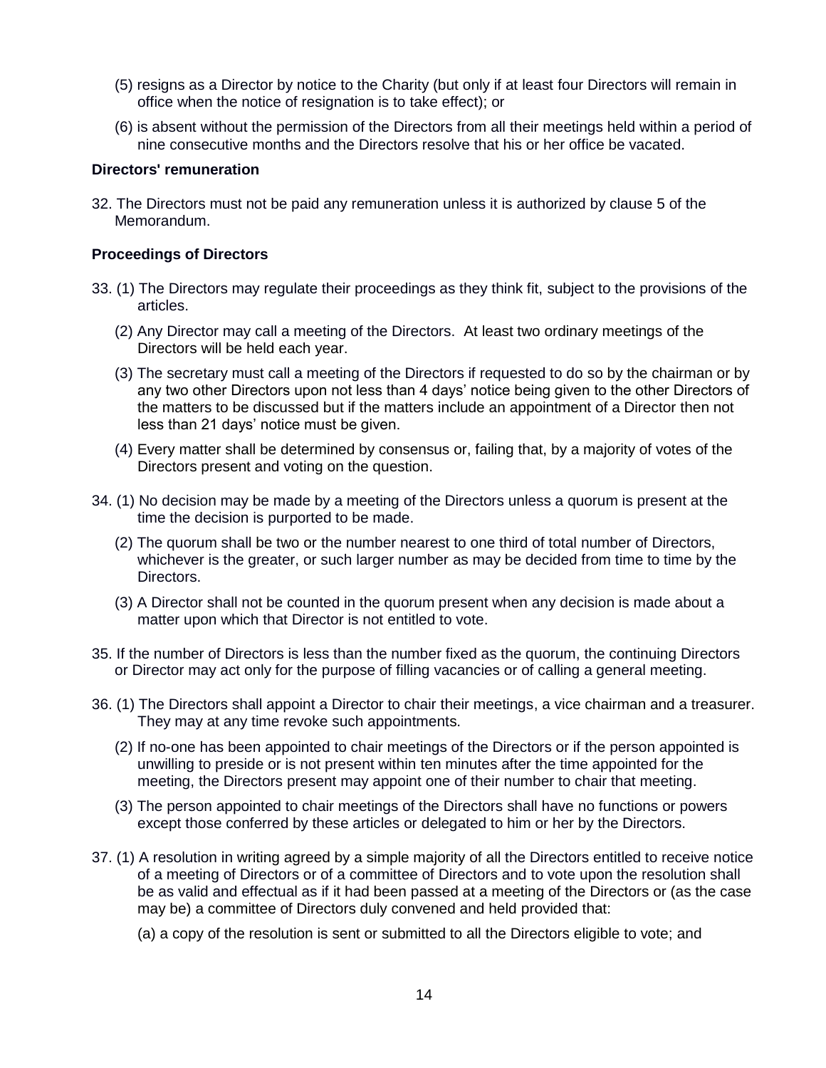(5) resigns as a Director by notice to the Charity (but only if at least four Directors will remain in office when the notice of resignation is to take effect); or

(6) is absent without the permission of the Directors from all their meetings held within a period of nine consecutive months and the Directors resolve that his or her office be vacated.

**Directors' remuneration**

32. The Directors must not be paid any remuneration unless it is authorized by clause 5 of the Memorandum.

**Proceedings of Directors**

33. (1) The Directors may regulate their proceedings as they think fit, subject to the provisions of the articles.

(2) Any Director may call a meeting of the Directors. At least two ordinary meetings of the Directors will be held each year.

(3) The secretary must call a meeting of the Directors if requested to do so by the chairman or by any two other Directors upon not less than 4 days' notice being given to the other Directors of the matters to be discussed but if the matters include an appointment of a Director then not less than 21 days' notice must be given.

(4) Every matter shall be determined by consensus or, failing that, by a majority of votes of the Directors present and voting on the question.

34. (1) No decision may be made by a meeting of the Directors unless a quorum is present at the time the decision is purported to be made.

(2) The quorum shall be two or the number nearest to one third of total number of Directors, whichever is the greater, or such larger number as may be decided from time to time by the Directors.

(3) A Director shall not be counted in the quorum present when any decision is made about a matter upon which that Director is not entitled to vote.

35. If the number of Directors is less than the number fixed as the quorum, the continuing Directors or Director may act only for the purpose of filling vacancies or of calling a general meeting.

36. (1) The Directors shall appoint a Director to chair their meetings, a vice chairman and a treasurer. They may at any time revoke such appointments.

(2) If no-one has been appointed to chair meetings of the Directors or if the person appointed is unwilling to preside or is not present within ten minutes after the time appointed for the meeting, the Directors present may appoint one of their number to chair that meeting.

(3) The person appointed to chair meetings of the Directors shall have no functions or powers except those conferred by these articles or delegated to him or her by the Directors.

37. (1) A resolution in writing agreed by a simple majority of all the Directors entitled to receive notice of a meeting of Directors or of a committee of Directors and to vote upon the resolution shall be as valid and effectual as if it had been passed at a meeting of the Directors or (as the case may be) a committee of Directors duly convened and held provided that:

(a) a copy of the resolution is sent or submitted to all the Directors eligible to vote; and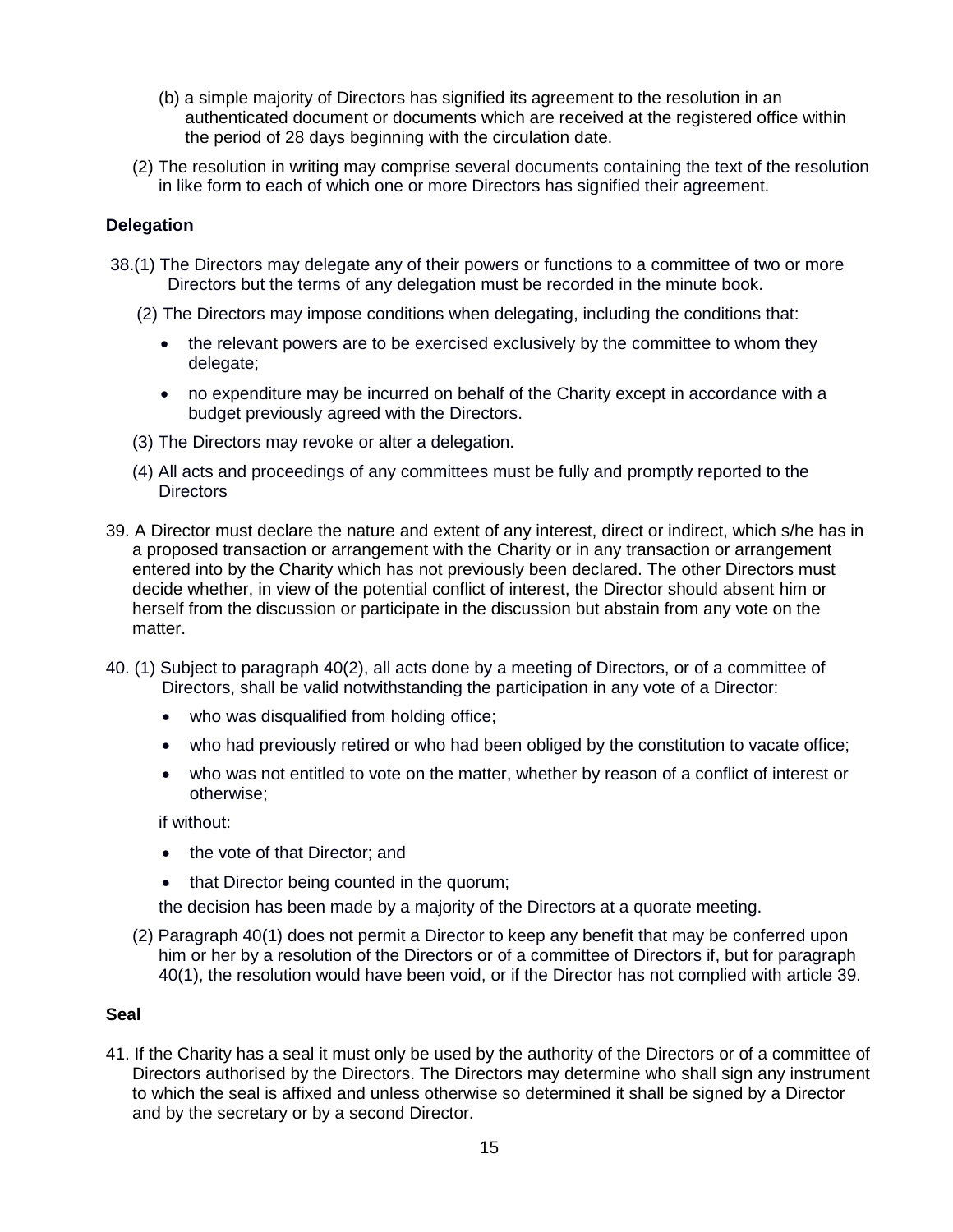(b) a simple majority of Directors has signified its agreement to the resolution in an authenticated document or documents which are received at the registered office within the period of 28 days beginning with the circulation date.

(2) The resolution in writing may comprise several documents containing the text of the resolution in like form to each of which one or more Directors has signified their agreement.

**Delegation**

38.(1) The Directors may delegate any of their powers or functions to a committee of two or more Directors but the terms of any delegation must be recorded in the minute book.

(2) The Directors may impose conditions when delegating, including the conditions that:

- the relevant powers are to be exercised exclusively by the committee to whom they delegate;
- no expenditure may be incurred on behalf of the Charity except in accordance with a budget previously agreed with the Directors.

(3) The Directors may revoke or alter a delegation.

(4) All acts and proceedings of any committees must be fully and promptly reported to the Directors

39. A Director must declare the nature and extent of any interest, direct or indirect, which s/he has in a proposed transaction or arrangement with the Charity or in any transaction or arrangement entered into by the Charity which has not previously been declared. The other Directors must decide whether, in view of the potential conflict of interest, the Director should absent him or herself from the discussion or participate in the discussion but abstain from any vote on the matter.

40. (1) Subject to paragraph 40(2), all acts done by a meeting of Directors, or of a committee of Directors, shall be valid notwithstanding the participation in any vote of a Director:

- who was disqualified from holding office;
- who had previously retired or who had been obliged by the constitution to vacate office;
- who was not entitled to vote on the matter, whether by reason of a conflict of interest or otherwise;

if without:

- the vote of that Director; and
- that Director being counted in the quorum;

the decision has been made by a majority of the Directors at a quorate meeting.

(2) Paragraph 40(1) does not permit a Director to keep any benefit that may be conferred upon him or her by a resolution of the Directors or of a committee of Directors if, but for paragraph 40(1), the resolution would have been void, or if the Director has not complied with article 39.

**Seal**

41. If the Charity has a seal it must only be used by the authority of the Directors or of a committee of Directors authorised by the Directors. The Directors may determine who shall sign any instrument to which the seal is affixed and unless otherwise so determined it shall be signed by a Director and by the secretary or by a second Director.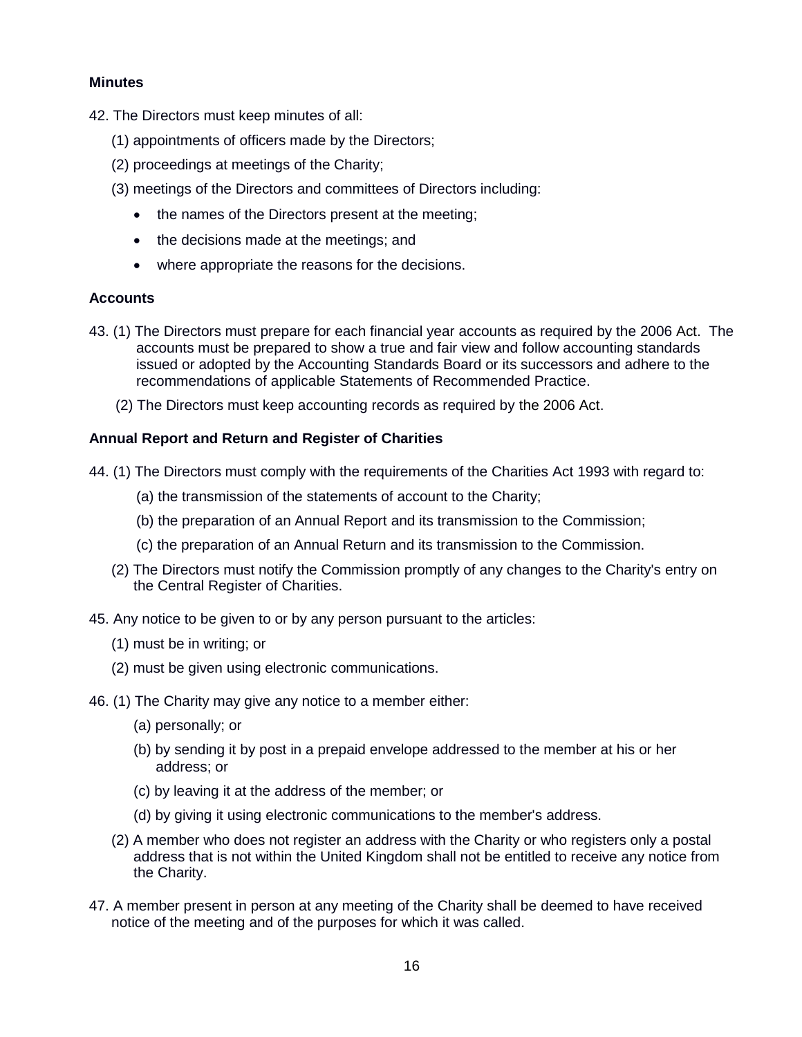**Minutes**

42. The Directors must keep minutes of all:

   (1) appointments of officers made by the Directors;

   (2) proceedings at meetings of the Charity;

   (3) meetings of the Directors and committees of Directors including:

   - the names of the Directors present at the meeting;
   - the decisions made at the meetings; and
   - where appropriate the reasons for the decisions.

**Accounts**

43. (1) The Directors must prepare for each financial year accounts as required by the 2006 Act. The accounts must be prepared to show a true and fair view and follow accounting standards issued or adopted by the Accounting Standards Board or its successors and adhere to the recommendations of applicable Statements of Recommended Practice.

   (2) The Directors must keep accounting records as required by the 2006 Act.

**Annual Report and Return and Register of Charities**

44. (1) The Directors must comply with the requirements of the Charities Act 1993 with regard to:

   (a) the transmission of the statements of account to the Charity;

   (b) the preparation of an Annual Report and its transmission to the Commission;

   (c) the preparation of an Annual Return and its transmission to the Commission.

   (2) The Directors must notify the Commission promptly of any changes to the Charity's entry on the Central Register of Charities.

45. Any notice to be given to or by any person pursuant to the articles:

   (1) must be in writing; or

   (2) must be given using electronic communications.

46. (1) The Charity may give any notice to a member either:

   (a) personally; or

   (b) by sending it by post in a prepaid envelope addressed to the member at his or her address; or

   (c) by leaving it at the address of the member; or

   (d) by giving it using electronic communications to the member's address.

   (2) A member who does not register an address with the Charity or who registers only a postal address that is not within the United Kingdom shall not be entitled to receive any notice from the Charity.

47. A member present in person at any meeting of the Charity shall be deemed to have received notice of the meeting and of the purposes for which it was called.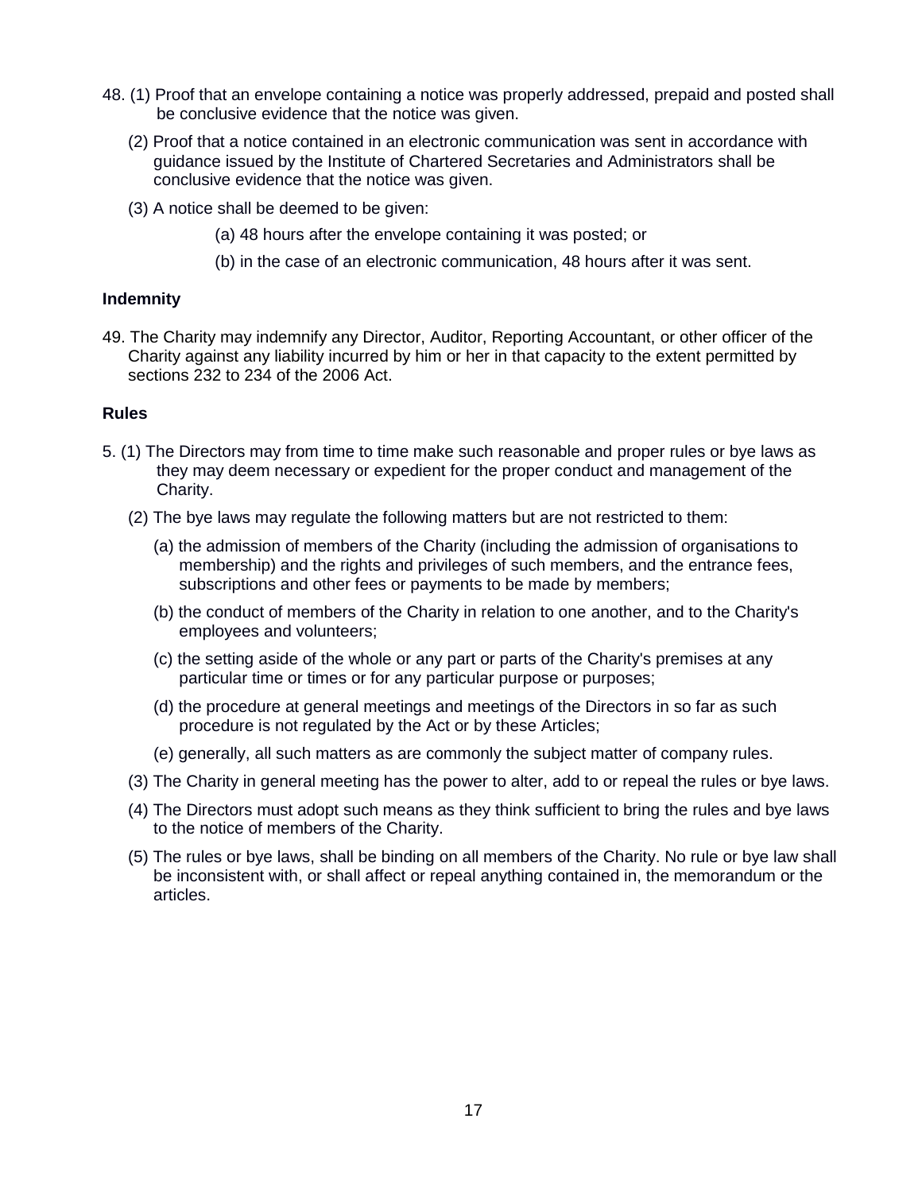48. (1) Proof that an envelope containing a notice was properly addressed, prepaid and posted shall be conclusive evidence that the notice was given.

(2) Proof that a notice contained in an electronic communication was sent in accordance with guidance issued by the Institute of Chartered Secretaries and Administrators shall be conclusive evidence that the notice was given.

(3) A notice shall be deemed to be given:

(a) 48 hours after the envelope containing it was posted; or

(b) in the case of an electronic communication, 48 hours after it was sent.

**Indemnity**

49. The Charity may indemnify any Director, Auditor, Reporting Accountant, or other officer of the Charity against any liability incurred by him or her in that capacity to the extent permitted by sections 232 to 234 of the 2006 Act.

**Rules**

5. (1) The Directors may from time to time make such reasonable and proper rules or bye laws as they may deem necessary or expedient for the proper conduct and management of the Charity.

(2) The bye laws may regulate the following matters but are not restricted to them:

(a) the admission of members of the Charity (including the admission of organisations to membership) and the rights and privileges of such members, and the entrance fees, subscriptions and other fees or payments to be made by members;

(b) the conduct of members of the Charity in relation to one another, and to the Charity's employees and volunteers;

(c) the setting aside of the whole or any part or parts of the Charity's premises at any particular time or times or for any particular purpose or purposes;

(d) the procedure at general meetings and meetings of the Directors in so far as such procedure is not regulated by the Act or by these Articles;

(e) generally, all such matters as are commonly the subject matter of company rules.

(3) The Charity in general meeting has the power to alter, add to or repeal the rules or bye laws.

(4) The Directors must adopt such means as they think sufficient to bring the rules and bye laws to the notice of members of the Charity.

(5) The rules or bye laws, shall be binding on all members of the Charity. No rule or bye law shall be inconsistent with, or shall affect or repeal anything contained in, the memorandum or the articles.